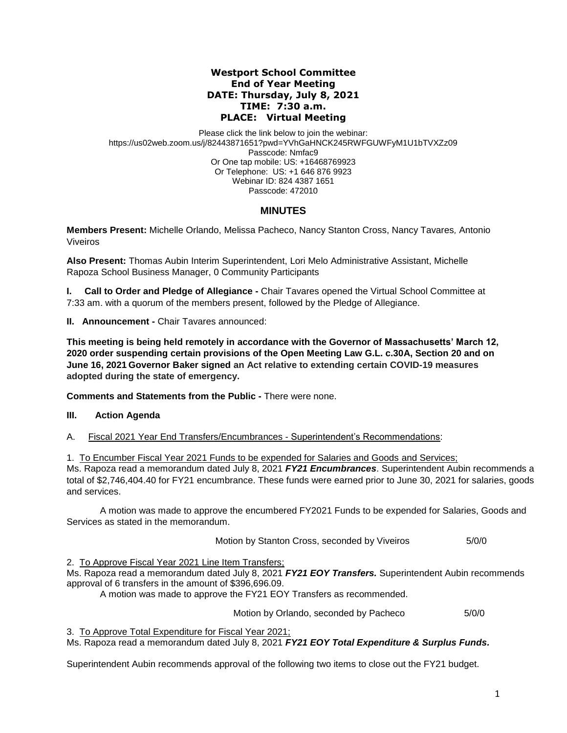# Westport School Committee
## End of Year Meeting
**DATE: Thursday, July 8, 2021**
**TIME: 7:30 a.m.**
**PLACE: Virtual Meeting**

Please click the link below to join the webinar:
https://us02web.zoom.us/j/82443871651?pwd=YVhGaHNCK245RWFGUWFyM1U1bTVXZz09
Passcode: Nmfac9
Or One tap mobile: US: +16468769923
Or Telephone: US: +1 646 876 9923
Webinar ID: 824 4387 1651
Passcode: 472010

## MINUTES

**Members Present:** Michelle Orlando, Melissa Pacheco, Nancy Stanton Cross, Nancy Tavares*,* Antonio Viveiros

**Also Present:** Thomas Aubin Interim Superintendent, Lori Melo Administrative Assistant, Michelle Rapoza School Business Manager, 0 Community Participants

**I. Call to Order and Pledge of Allegiance -** Chair Tavares opened the Virtual School Committee at 7:33 am. with a quorum of the members present, followed by the Pledge of Allegiance.

**II. Announcement -** Chair Tavares announced:

**This meeting is being held remotely in accordance with the Governor of Massachusetts' March 12, 2020 order suspending certain provisions of the Open Meeting Law G.L. c.30A, Section 20 and on June 16, 2021 Governor Baker signed an Act relative to extending certain COVID-19 measures adopted during the state of emergency.**

**Comments and Statements from the Public -** There were none.

**III. Action Agenda**

A. Fiscal 2021 Year End Transfers/Encumbrances - Superintendent's Recommendations:

1. To Encumber Fiscal Year 2021 Funds to be expended for Salaries and Goods and Services;
Ms. Rapoza read a memorandum dated July 8, 2021 ***FY21 Encumbrances***. Superintendent Aubin recommends a total of $2,746,404.40 for FY21 encumbrance. These funds were earned prior to June 30, 2021 for salaries, goods and services.

A motion was made to approve the encumbered FY2021 Funds to be expended for Salaries, Goods and Services as stated in the memorandum.

Motion by Stanton Cross, seconded by Viveiros 5/0/0

2. To Approve Fiscal Year 2021 Line Item Transfers;
Ms. Rapoza read a memorandum dated July 8, 2021 ***FY21 EOY Transfers.*** Superintendent Aubin recommends approval of 6 transfers in the amount of $396,696.09.

A motion was made to approve the FY21 EOY Transfers as recommended.

Motion by Orlando, seconded by Pacheco 5/0/0

3. To Approve Total Expenditure for Fiscal Year 2021;
Ms. Rapoza read a memorandum dated July 8, 2021 ***FY21 EOY Total Expenditure & Surplus Funds.***

Superintendent Aubin recommends approval of the following two items to close out the FY21 budget.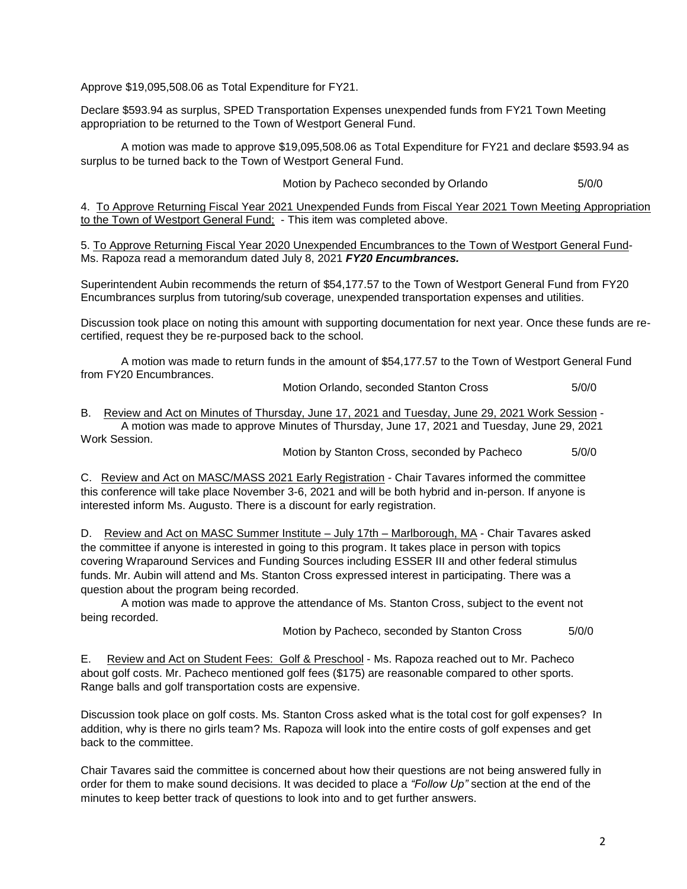Approve $19,095,508.06 as Total Expenditure for FY21.

Declare $593.94 as surplus, SPED Transportation Expenses unexpended funds from FY21 Town Meeting appropriation to be returned to the Town of Westport General Fund.

A motion was made to approve $19,095,508.06 as Total Expenditure for FY21 and declare $593.94 as surplus to be turned back to the Town of Westport General Fund.

Motion by Pacheco seconded by Orlando 5/0/0

4. To Approve Returning Fiscal Year 2021 Unexpended Funds from Fiscal Year 2021 Town Meeting Appropriation to the Town of Westport General Fund; - This item was completed above.

5. To Approve Returning Fiscal Year 2020 Unexpended Encumbrances to the Town of Westport General Fund- Ms. Rapoza read a memorandum dated July 8, 2021 ***FY20 Encumbrances.***

Superintendent Aubin recommends the return of $54,177.57 to the Town of Westport General Fund from FY20 Encumbrances surplus from tutoring/sub coverage, unexpended transportation expenses and utilities.

Discussion took place on noting this amount with supporting documentation for next year. Once these funds are re-certified, request they be re-purposed back to the school.

A motion was made to return funds in the amount of $54,177.57 to the Town of Westport General Fund from FY20 Encumbrances.

Motion Orlando, seconded Stanton Cross 5/0/0

B. Review and Act on Minutes of Thursday, June 17, 2021 and Tuesday, June 29, 2021 Work Session - A motion was made to approve Minutes of Thursday, June 17, 2021 and Tuesday, June 29, 2021 Work Session.

Motion by Stanton Cross, seconded by Pacheco 5/0/0

C. Review and Act on MASC/MASS 2021 Early Registration - Chair Tavares informed the committee this conference will take place November 3-6, 2021 and will be both hybrid and in-person. If anyone is interested inform Ms. Augusto. There is a discount for early registration.

D. Review and Act on MASC Summer Institute – July 17th – Marlborough, MA - Chair Tavares asked the committee if anyone is interested in going to this program. It takes place in person with topics covering Wraparound Services and Funding Sources including ESSER III and other federal stimulus funds. Mr. Aubin will attend and Ms. Stanton Cross expressed interest in participating. There was a question about the program being recorded.

A motion was made to approve the attendance of Ms. Stanton Cross, subject to the event not being recorded.

Motion by Pacheco, seconded by Stanton Cross 5/0/0

E. Review and Act on Student Fees: Golf & Preschool - Ms. Rapoza reached out to Mr. Pacheco about golf costs. Mr. Pacheco mentioned golf fees ($175) are reasonable compared to other sports. Range balls and golf transportation costs are expensive.

Discussion took place on golf costs. Ms. Stanton Cross asked what is the total cost for golf expenses? In addition, why is there no girls team? Ms. Rapoza will look into the entire costs of golf expenses and get back to the committee.

Chair Tavares said the committee is concerned about how their questions are not being answered fully in order for them to make sound decisions. It was decided to place a *"Follow Up"* section at the end of the minutes to keep better track of questions to look into and to get further answers.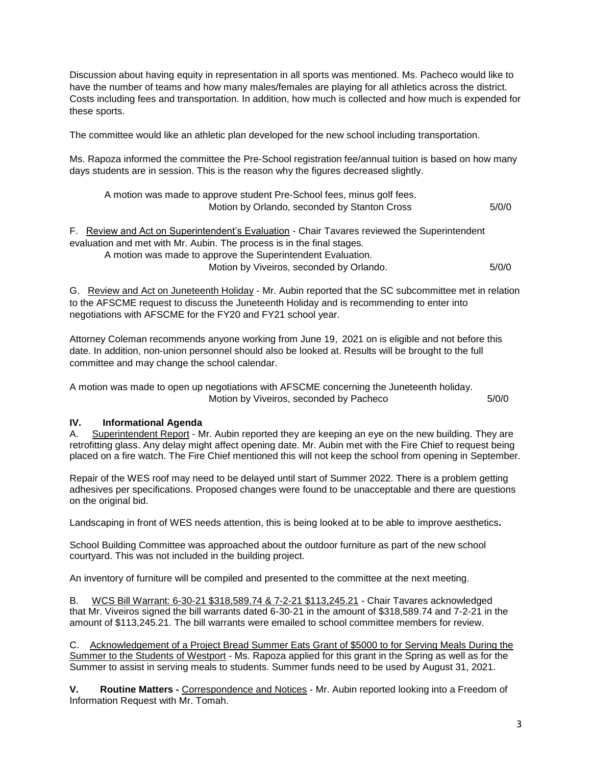Discussion about having equity in representation in all sports was mentioned. Ms. Pacheco would like to have the number of teams and how many males/females are playing for all athletics across the district. Costs including fees and transportation. In addition, how much is collected and how much is expended for these sports.

The committee would like an athletic plan developed for the new school including transportation.

Ms. Rapoza informed the committee the Pre-School registration fee/annual tuition is based on how many days students are in session. This is the reason why the figures decreased slightly.

A motion was made to approve student Pre-School fees, minus golf fees.
Motion by Orlando, seconded by Stanton Cross 5/0/0

F. Review and Act on Superintendent's Evaluation - Chair Tavares reviewed the Superintendent evaluation and met with Mr. Aubin. The process is in the final stages.

A motion was made to approve the Superintendent Evaluation.
Motion by Viveiros, seconded by Orlando. 5/0/0

G. Review and Act on Juneteenth Holiday - Mr. Aubin reported that the SC subcommittee met in relation to the AFSCME request to discuss the Juneteenth Holiday and is recommending to enter into negotiations with AFSCME for the FY20 and FY21 school year.

Attorney Coleman recommends anyone working from June 19, 2021 on is eligible and not before this date. In addition, non-union personnel should also be looked at. Results will be brought to the full committee and may change the school calendar.

A motion was made to open up negotiations with AFSCME concerning the Juneteenth holiday.
Motion by Viveiros, seconded by Pacheco 5/0/0

## IV. Informational Agenda

A. Superintendent Report - Mr. Aubin reported they are keeping an eye on the new building. They are retrofitting glass. Any delay might affect opening date. Mr. Aubin met with the Fire Chief to request being placed on a fire watch. The Fire Chief mentioned this will not keep the school from opening in September.

Repair of the WES roof may need to be delayed until start of Summer 2022. There is a problem getting adhesives per specifications. Proposed changes were found to be unacceptable and there are questions on the original bid.

Landscaping in front of WES needs attention, this is being looked at to be able to improve aesthetics**.**

School Building Committee was approached about the outdoor furniture as part of the new school courtyard. This was not included in the building project.

An inventory of furniture will be compiled and presented to the committee at the next meeting.

B. WCS Bill Warrant: 6-30-21 $318,589.74 & 7-2-21 $113,245.21 - Chair Tavares acknowledged that Mr. Viveiros signed the bill warrants dated 6-30-21 in the amount of $318,589.74 and 7-2-21 in the amount of $113,245.21. The bill warrants were emailed to school committee members for review.

C. Acknowledgement of a Project Bread Summer Eats Grant of $5000 to for Serving Meals During the Summer to the Students of Westport - Ms. Rapoza applied for this grant in the Spring as well as for the Summer to assist in serving meals to students. Summer funds need to be used by August 31, 2021.

**V. Routine Matters -** Correspondence and Notices - Mr. Aubin reported looking into a Freedom of Information Request with Mr. Tomah.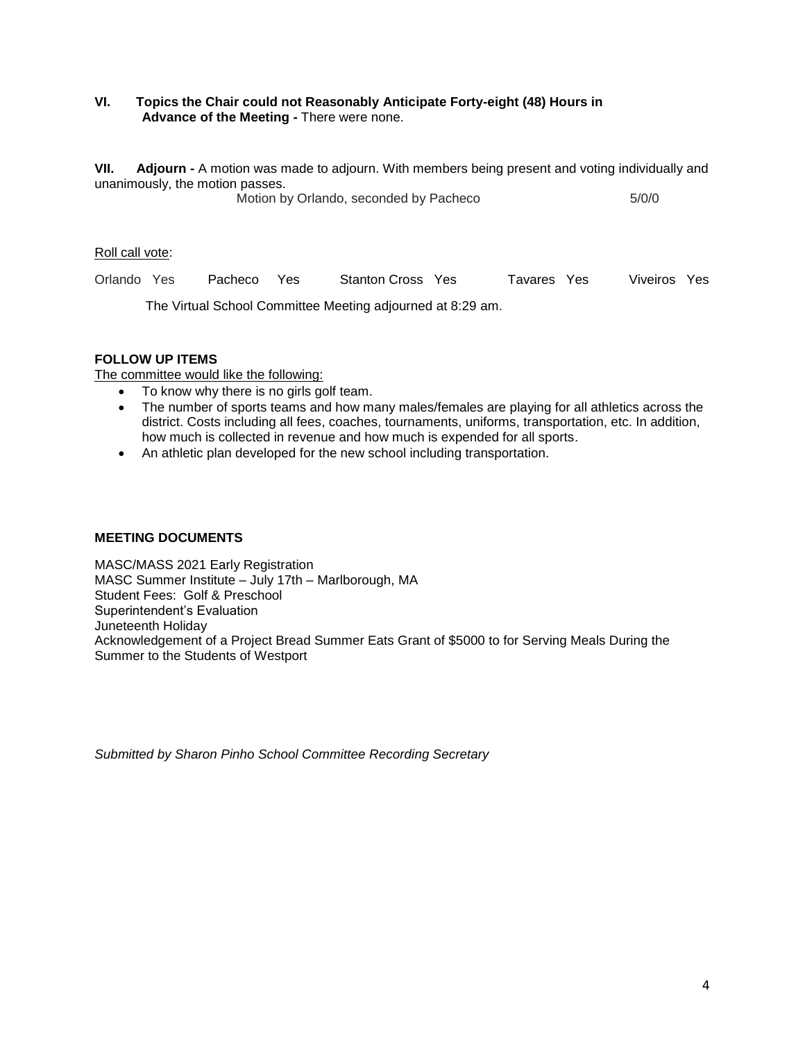**VI. Topics the Chair could not Reasonably Anticipate Forty-eight (48) Hours in Advance of the Meeting -** There were none.

**VII. Adjourn -** A motion was made to adjourn. With members being present and voting individually and unanimously, the motion passes.

Motion by Orlando, seconded by Pacheco 5/0/0

Roll call vote:

Orlando Yes Pacheco Yes Stanton Cross Yes Tavares Yes Viveiros Yes

The Virtual School Committee Meeting adjourned at 8:29 am.

**FOLLOW UP ITEMS**

The committee would like the following:

- To know why there is no girls golf team.
- The number of sports teams and how many males/females are playing for all athletics across the district. Costs including all fees, coaches, tournaments, uniforms, transportation, etc. In addition, how much is collected in revenue and how much is expended for all sports.
- An athletic plan developed for the new school including transportation.

**MEETING DOCUMENTS**

MASC/MASS 2021 Early Registration
MASC Summer Institute – July 17th – Marlborough, MA
Student Fees: Golf & Preschool
Superintendent's Evaluation
Juneteenth Holiday
Acknowledgement of a Project Bread Summer Eats Grant of $5000 to for Serving Meals During the Summer to the Students of Westport

*Submitted by Sharon Pinho School Committee Recording Secretary*